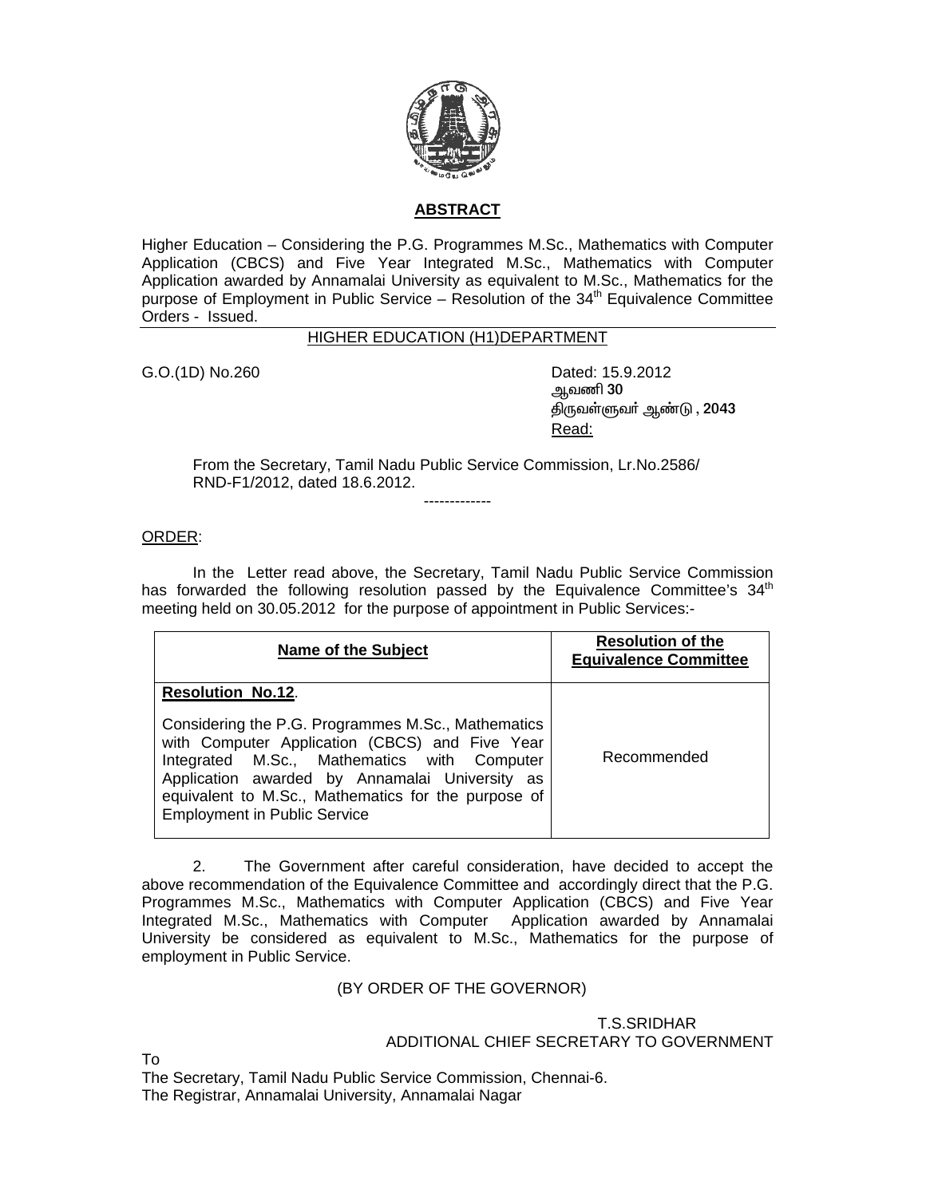## ABSTRACT

Higher Education – Considering the P.G. Programmes M.Sc., Mathematics with Computer Application (CBCS) and Five Year Integrated M.Sc., Mathematics with Computer Application awarded by Annamalai University as equivalent to M.Sc., Mathematics for the purpose of Employment in Public Service – Resolution of the 34th Equivalence Committee Orders - Issued.

### HIGHER EDUCATION (H1)DEPARTMENT

G.O.(1D) No.260

Dated: 15.9.2012
ஆவணி 30
திருவள்ளுவர் ஆண்டு , 2043

Read:

From the Secretary, Tamil Nadu Public Service Commission, Lr.No.2586/ RND-F1/2012, dated 18.6.2012.

-------------

ORDER:

In the Letter read above, the Secretary, Tamil Nadu Public Service Commission has forwarded the following resolution passed by the Equivalence Committee's 34th meeting held on 30.05.2012 for the purpose of appointment in Public Services:-

| **Name of the Subject** | **Resolution of the Equivalence Committee** |
|---|---|
| **Resolution No.12**. Considering the P.G. Programmes M.Sc., Mathematics with Computer Application (CBCS) and Five Year Integrated M.Sc., Mathematics with Computer Application awarded by Annamalai University as equivalent to M.Sc., Mathematics for the purpose of Employment in Public Service | Recommended |

2. The Government after careful consideration, have decided to accept the above recommendation of the Equivalence Committee and accordingly direct that the P.G. Programmes M.Sc., Mathematics with Computer Application (CBCS) and Five Year Integrated M.Sc., Mathematics with Computer Application awarded by Annamalai University be considered as equivalent to M.Sc., Mathematics for the purpose of employment in Public Service.

(BY ORDER OF THE GOVERNOR)

T.S.SRIDHAR
ADDITIONAL CHIEF SECRETARY TO GOVERNMENT

To

The Secretary, Tamil Nadu Public Service Commission, Chennai-6.
The Registrar, Annamalai University, Annamalai Nagar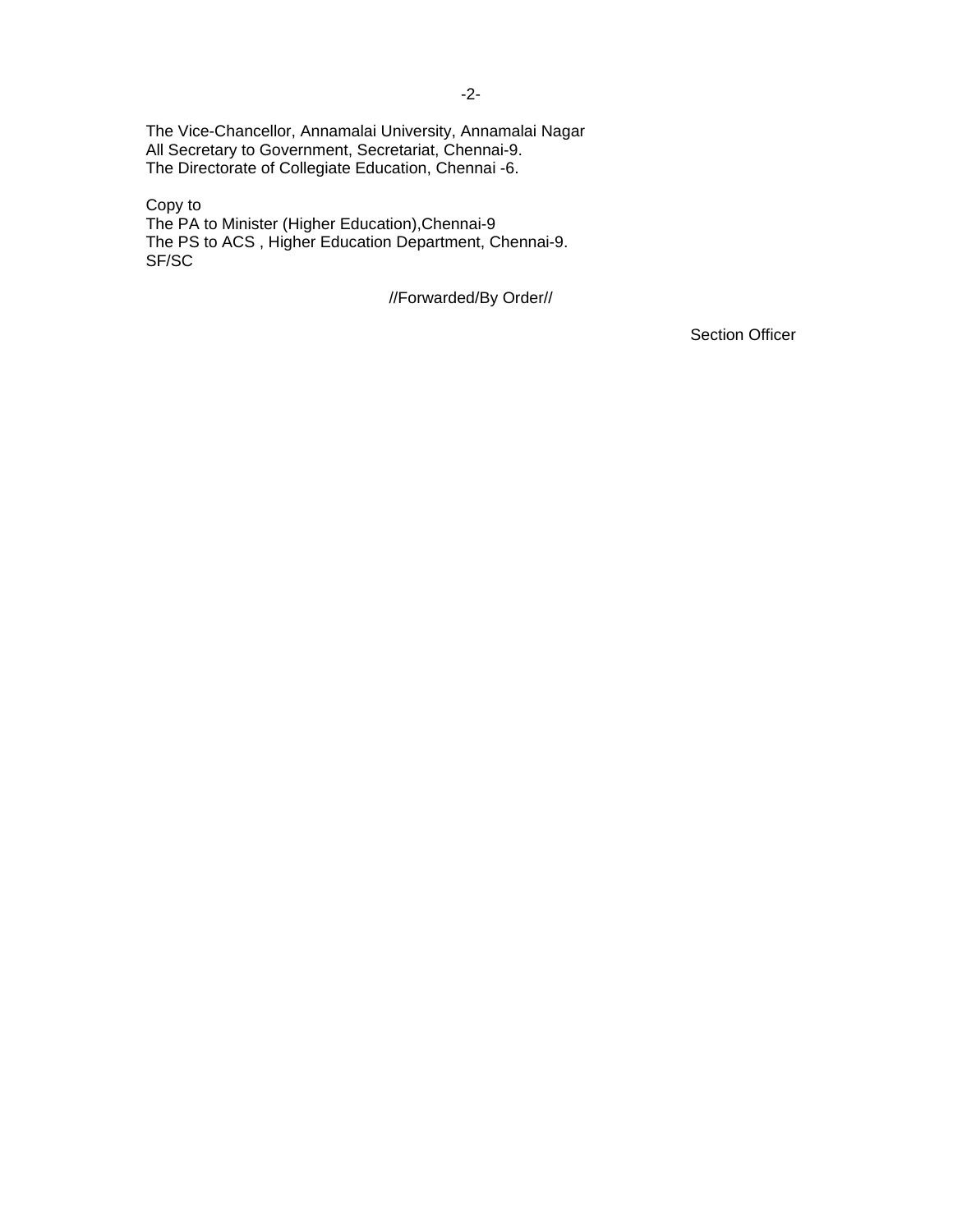The Vice-Chancellor, Annamalai University, Annamalai Nagar
All Secretary to Government, Secretariat, Chennai-9.
The Directorate of Collegiate Education, Chennai -6.

Copy to
The PA to Minister (Higher Education),Chennai-9
The PS to ACS , Higher Education Department, Chennai-9.
SF/SC

//Forwarded/By Order//

Section Officer